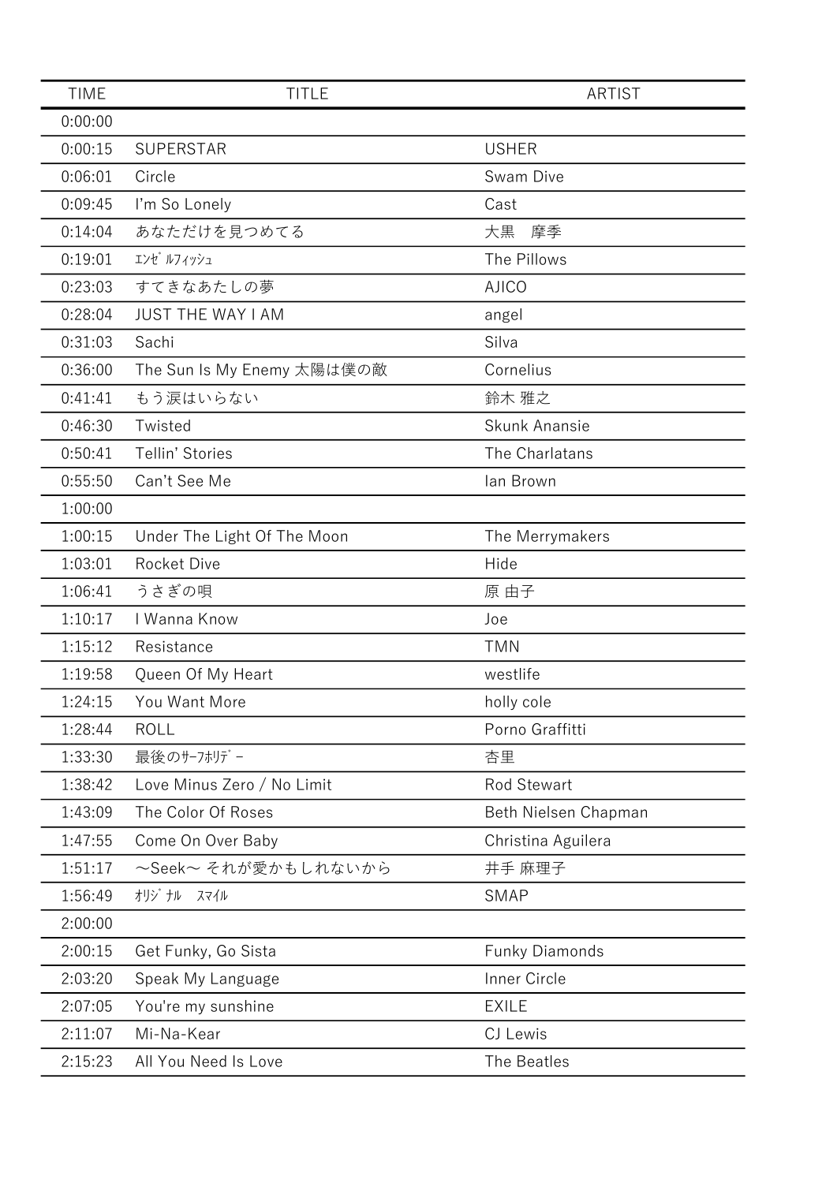| TIME | TITLE | ARTIST |
|---|---|---|
| 0:00:00 | | |
| 0:00:15 | SUPERSTAR | USHER |
| 0:06:01 | Circle | Swam Dive |
| 0:09:45 | I'm So Lonely | Cast |
| 0:14:04 | あなただけを見つめてる | 大黒　摩季 |
| 0:19:01 | ｴﾝｾﾞﾙﾌｨｯｼｭ | The Pillows |
| 0:23:03 | すてきなあたしの夢 | AJICO |
| 0:28:04 | JUST THE WAY I AM | angel |
| 0:31:03 | Sachi | Silva |
| 0:36:00 | The Sun Is My Enemy 太陽は僕の敵 | Cornelius |
| 0:41:41 | もう涙はいらない | 鈴木 雅之 |
| 0:46:30 | Twisted | Skunk Anansie |
| 0:50:41 | Tellin' Stories | The Charlatans |
| 0:55:50 | Can't See Me | Ian Brown |
| 1:00:00 | | |
| 1:00:15 | Under The Light Of The Moon | The Merrymakers |
| 1:03:01 | Rocket Dive | Hide |
| 1:06:41 | うさぎの唄 | 原 由子 |
| 1:10:17 | I Wanna Know | Joe |
| 1:15:12 | Resistance | TMN |
| 1:19:58 | Queen Of My Heart | westlife |
| 1:24:15 | You Want More | holly cole |
| 1:28:44 | ROLL | Porno Graffitti |
| 1:33:30 | 最後のｻｰﾌﾎﾘﾃﾞｰ | 杏里 |
| 1:38:42 | Love Minus Zero / No Limit | Rod Stewart |
| 1:43:09 | The Color Of Roses | Beth Nielsen Chapman |
| 1:47:55 | Come On Over Baby | Christina Aguilera |
| 1:51:17 | 〜Seek〜 それが愛かもしれないから | 井手 麻理子 |
| 1:56:49 | ｵﾘｼﾞﾅﾙ　ｽﾏｲﾙ | SMAP |
| 2:00:00 | | |
| 2:00:15 | Get Funky, Go Sista | Funky Diamonds |
| 2:03:20 | Speak My Language | Inner Circle |
| 2:07:05 | You're my sunshine | EXILE |
| 2:11:07 | Mi-Na-Kear | CJ Lewis |
| 2:15:23 | All You Need Is Love | The Beatles |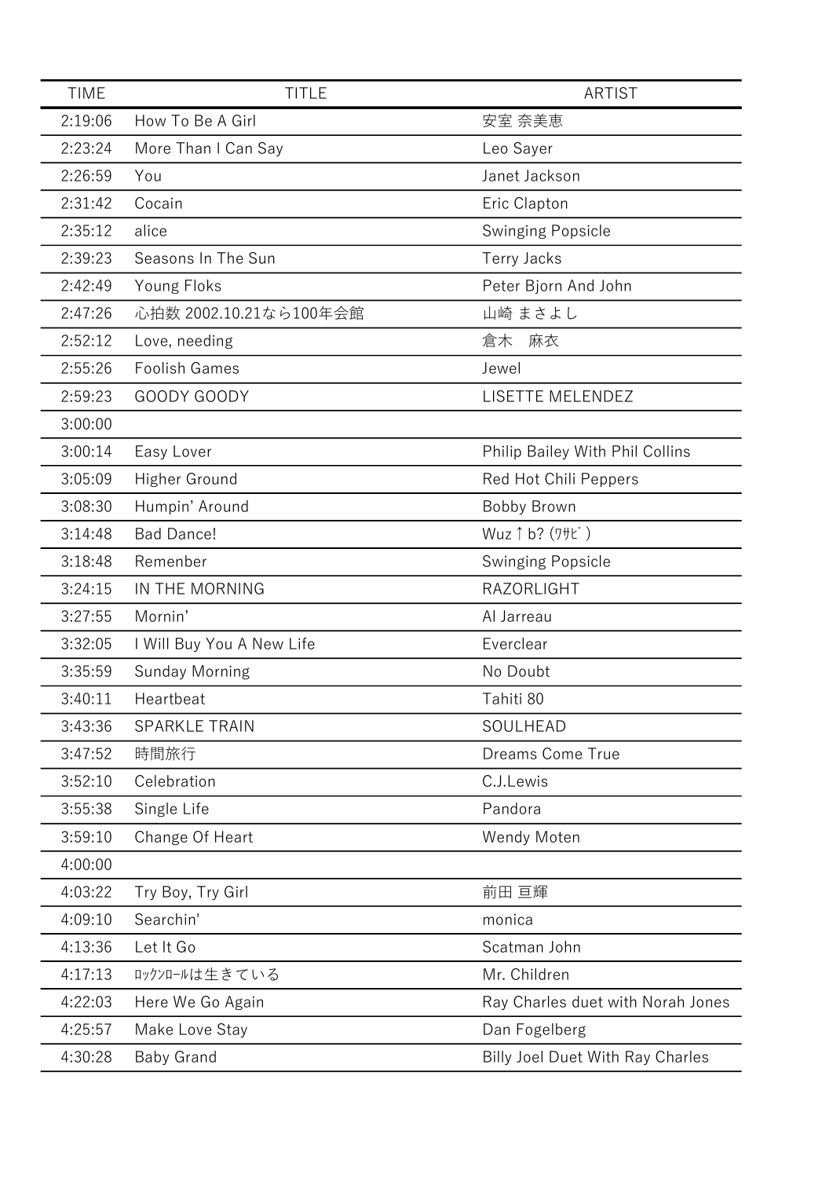| TIME | TITLE | ARTIST |
|---|---|---|
| 2:19:06 | How To Be A Girl | 安室 奈美恵 |
| 2:23:24 | More Than I Can Say | Leo Sayer |
| 2:26:59 | You | Janet Jackson |
| 2:31:42 | Cocain | Eric Clapton |
| 2:35:12 | alice | Swinging Popsicle |
| 2:39:23 | Seasons In The Sun | Terry Jacks |
| 2:42:49 | Young Floks | Peter Bjorn And John |
| 2:47:26 | 心拍数 2002.10.21なら100年会館 | 山崎 まさよし |
| 2:52:12 | Love, needing | 倉木　麻衣 |
| 2:55:26 | Foolish Games | Jewel |
| 2:59:23 | GOODY GOODY | LISETTE MELENDEZ |
| 3:00:00 | | |
| 3:00:14 | Easy Lover | Philip Bailey With Phil Collins |
| 3:05:09 | Higher Ground | Red Hot Chili Peppers |
| 3:08:30 | Humpin' Around | Bobby Brown |
| 3:14:48 | Bad Dance! | Wuz↑b? (ﾜｻﾋﾞ) |
| 3:18:48 | Remenber | Swinging Popsicle |
| 3:24:15 | IN THE MORNING | RAZORLIGHT |
| 3:27:55 | Mornin' | Al Jarreau |
| 3:32:05 | I Will Buy You A New Life | Everclear |
| 3:35:59 | Sunday Morning | No Doubt |
| 3:40:11 | Heartbeat | Tahiti 80 |
| 3:43:36 | SPARKLE TRAIN | SOULHEAD |
| 3:47:52 | 時間旅行 | Dreams Come True |
| 3:52:10 | Celebration | C.J.Lewis |
| 3:55:38 | Single Life | Pandora |
| 3:59:10 | Change Of Heart | Wendy Moten |
| 4:00:00 | | |
| 4:03:22 | Try Boy, Try Girl | 前田 亘輝 |
| 4:09:10 | Searchin' | monica |
| 4:13:36 | Let It Go | Scatman John |
| 4:17:13 | ﾛｯｸﾝﾛｰﾙは生きている | Mr. Children |
| 4:22:03 | Here We Go Again | Ray Charles duet with Norah Jones |
| 4:25:57 | Make Love Stay | Dan Fogelberg |
| 4:30:28 | Baby Grand | Billy Joel Duet With Ray Charles |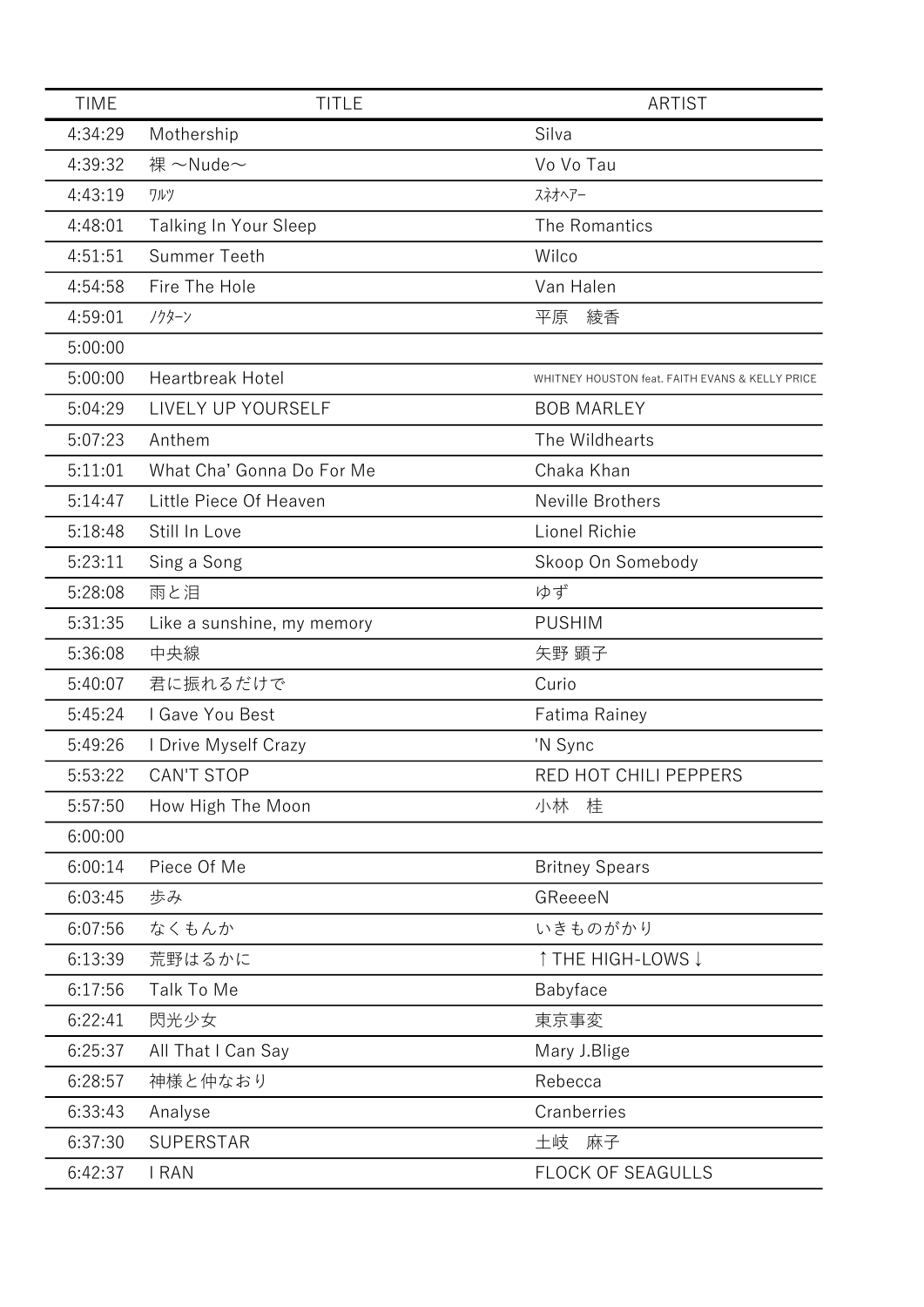| TIME | TITLE | ARTIST |
|---|---|---|
| 4:34:29 | Mothership | Silva |
| 4:39:32 | 裸 ～Nude～ | Vo Vo Tau |
| 4:43:19 | ﾜﾙﾂ | ｽﾈｵﾍｱｰ |
| 4:48:01 | Talking In Your Sleep | The Romantics |
| 4:51:51 | Summer Teeth | Wilco |
| 4:54:58 | Fire The Hole | Van Halen |
| 4:59:01 | ﾉｸﾀｰﾝ | 平原　綾香 |
| 5:00:00 | | |
| 5:00:00 | Heartbreak Hotel | WHITNEY HOUSTON feat. FAITH EVANS & KELLY PRICE |
| 5:04:29 | LIVELY UP YOURSELF | BOB MARLEY |
| 5:07:23 | Anthem | The Wildhearts |
| 5:11:01 | What Cha' Gonna Do For Me | Chaka Khan |
| 5:14:47 | Little Piece Of Heaven | Neville Brothers |
| 5:18:48 | Still In Love | Lionel Richie |
| 5:23:11 | Sing a Song | Skoop On Somebody |
| 5:28:08 | 雨と泪 | ゆず |
| 5:31:35 | Like a sunshine, my memory | PUSHIM |
| 5:36:08 | 中央線 | 矢野 顕子 |
| 5:40:07 | 君に振れるだけで | Curio |
| 5:45:24 | I Gave You Best | Fatima Rainey |
| 5:49:26 | I Drive Myself Crazy | 'N Sync |
| 5:53:22 | CAN'T STOP | RED HOT CHILI PEPPERS |
| 5:57:50 | How High The Moon | 小林　桂 |
| 6:00:00 | | |
| 6:00:14 | Piece Of Me | Britney Spears |
| 6:03:45 | 歩み | GReeeeN |
| 6:07:56 | なくもんか | いきものがかり |
| 6:13:39 | 荒野はるかに | ↑THE HIGH-LOWS↓ |
| 6:17:56 | Talk To Me | Babyface |
| 6:22:41 | 閃光少女 | 東京事変 |
| 6:25:37 | All That I Can Say | Mary J.Blige |
| 6:28:57 | 神様と仲なおり | Rebecca |
| 6:33:43 | Analyse | Cranberries |
| 6:37:30 | SUPERSTAR | 土岐　麻子 |
| 6:42:37 | I RAN | FLOCK OF SEAGULLS |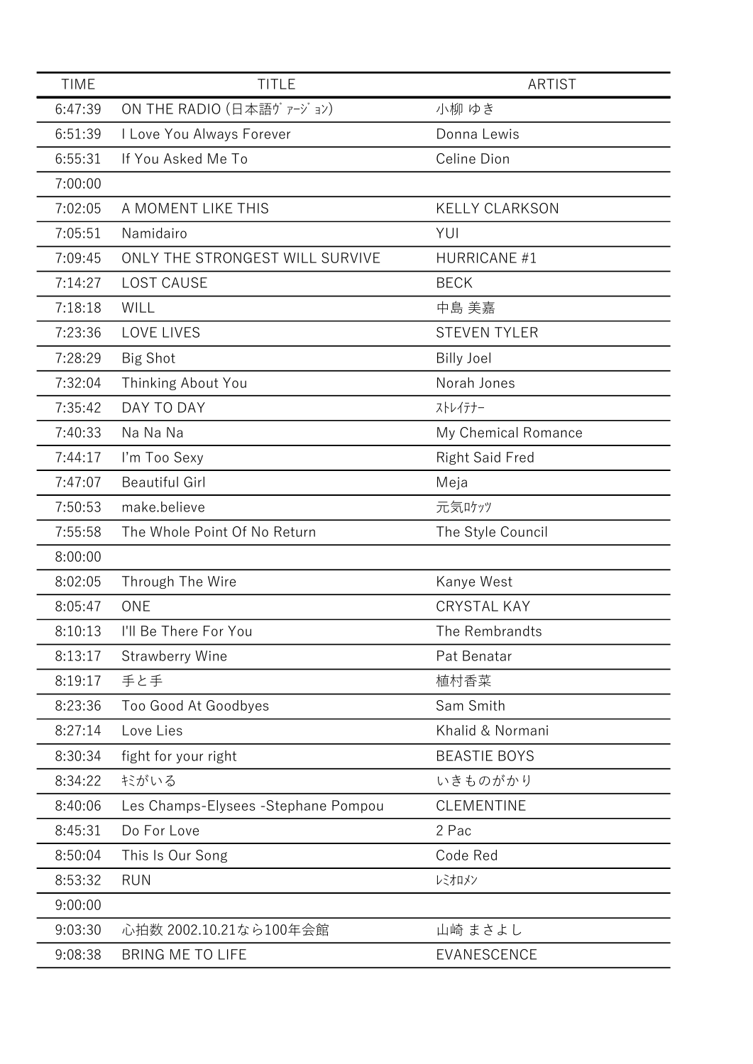| TIME | TITLE | ARTIST |
|---|---|---|
| 6:47:39 | ON THE RADIO (日本語ｳﾞｧｰｼﾞｮﾝ) | 小柳 ゆき |
| 6:51:39 | I Love You Always Forever | Donna Lewis |
| 6:55:31 | If You Asked Me To | Celine Dion |
| 7:00:00 | | |
| 7:02:05 | A MOMENT LIKE THIS | KELLY CLARKSON |
| 7:05:51 | Namidairo | YUI |
| 7:09:45 | ONLY THE STRONGEST WILL SURVIVE | HURRICANE #1 |
| 7:14:27 | LOST CAUSE | BECK |
| 7:18:18 | WILL | 中島 美嘉 |
| 7:23:36 | LOVE LIVES | STEVEN TYLER |
| 7:28:29 | Big Shot | Billy Joel |
| 7:32:04 | Thinking About You | Norah Jones |
| 7:35:42 | DAY TO DAY | ｽﾄﾚｲﾃﾅｰ |
| 7:40:33 | Na Na Na | My Chemical Romance |
| 7:44:17 | I'm Too Sexy | Right Said Fred |
| 7:47:07 | Beautiful Girl | Meja |
| 7:50:53 | make.believe | 元気ﾛｹｯﾂ |
| 7:55:58 | The Whole Point Of No Return | The Style Council |
| 8:00:00 | | |
| 8:02:05 | Through The Wire | Kanye West |
| 8:05:47 | ONE | CRYSTAL KAY |
| 8:10:13 | I'll Be There For You | The Rembrandts |
| 8:13:17 | Strawberry Wine | Pat Benatar |
| 8:19:17 | 手と手 | 植村香菜 |
| 8:23:36 | Too Good At Goodbyes | Sam Smith |
| 8:27:14 | Love Lies | Khalid & Normani |
| 8:30:34 | fight for your right | BEASTIE BOYS |
| 8:34:22 | ｷﾐがいる | いきものがかり |
| 8:40:06 | Les Champs-Elysees -Stephane Pompou | CLEMENTINE |
| 8:45:31 | Do For Love | 2 Pac |
| 8:50:04 | This Is Our Song | Code Red |
| 8:53:32 | RUN | ﾚﾐｵﾛﾒﾝ |
| 9:00:00 | | |
| 9:03:30 | 心拍数 2002.10.21なら100年会館 | 山崎 まさよし |
| 9:08:38 | BRING ME TO LIFE | EVANESCENCE |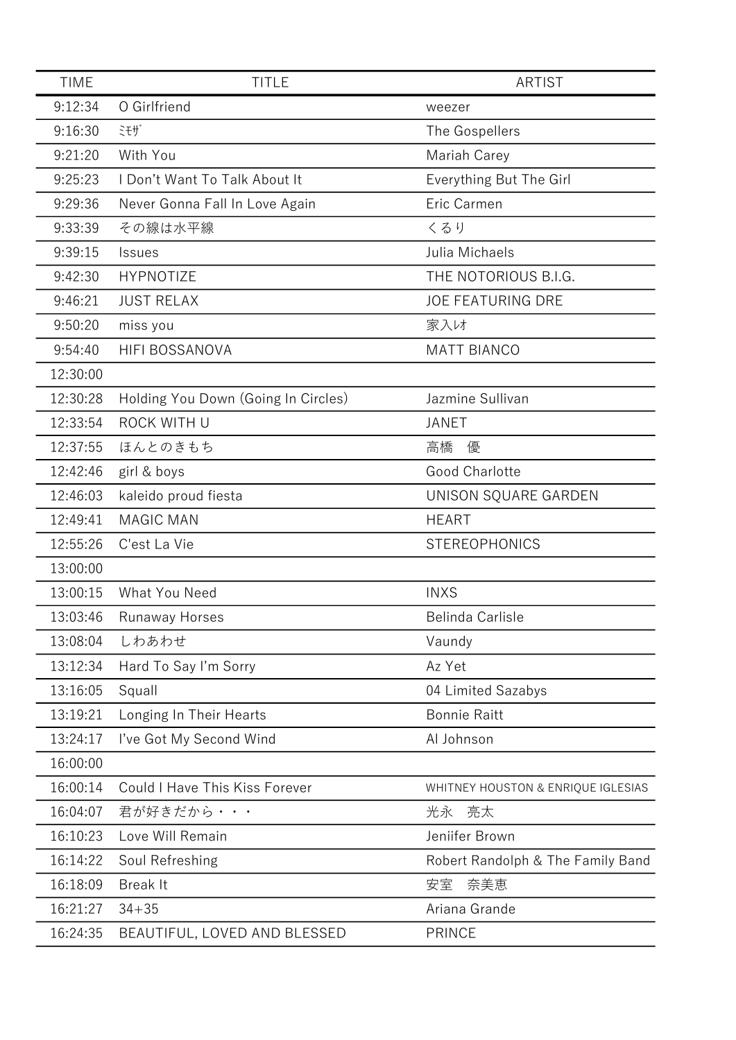| TIME | TITLE | ARTIST |
|---|---|---|
| 9:12:34 | O Girlfriend | weezer |
| 9:16:30 | ﾐﾓｻﾞ | The Gospellers |
| 9:21:20 | With You | Mariah Carey |
| 9:25:23 | I Don’t Want To Talk About It | Everything But The Girl |
| 9:29:36 | Never Gonna Fall In Love Again | Eric Carmen |
| 9:33:39 | その線は水平線 | くるり |
| 9:39:15 | Issues | Julia Michaels |
| 9:42:30 | HYPNOTIZE | THE NOTORIOUS B.I.G. |
| 9:46:21 | JUST RELAX | JOE FEATURING DRE |
| 9:50:20 | miss you | 家入ﾚｵ |
| 9:54:40 | HIFI BOSSANOVA | MATT BIANCO |
| 12:30:00 | | |
| 12:30:28 | Holding You Down (Going In Circles) | Jazmine Sullivan |
| 12:33:54 | ROCK WITH U | JANET |
| 12:37:55 | ほんとのきもち | 高橋　優 |
| 12:42:46 | girl & boys | Good Charlotte |
| 12:46:03 | kaleido proud fiesta | UNISON SQUARE GARDEN |
| 12:49:41 | MAGIC MAN | HEART |
| 12:55:26 | C'est La Vie | STEREOPHONICS |
| 13:00:00 | | |
| 13:00:15 | What You Need | INXS |
| 13:03:46 | Runaway Horses | Belinda Carlisle |
| 13:08:04 | しわあわせ | Vaundy |
| 13:12:34 | Hard To Say I’m Sorry | Az Yet |
| 13:16:05 | Squall | 04 Limited Sazabys |
| 13:19:21 | Longing In Their Hearts | Bonnie Raitt |
| 13:24:17 | I’ve Got My Second Wind | Al Johnson |
| 16:00:00 | | |
| 16:00:14 | Could I Have This Kiss Forever | WHITNEY HOUSTON & ENRIQUE IGLESIAS |
| 16:04:07 | 君が好きだから・・・ | 光永　亮太 |
| 16:10:23 | Love Will Remain | Jeniifer Brown |
| 16:14:22 | Soul Refreshing | Robert Randolph & The Family Band |
| 16:18:09 | Break It | 安室　奈美恵 |
| 16:21:27 | 34+35 | Ariana Grande |
| 16:24:35 | BEAUTIFUL, LOVED AND BLESSED | PRINCE |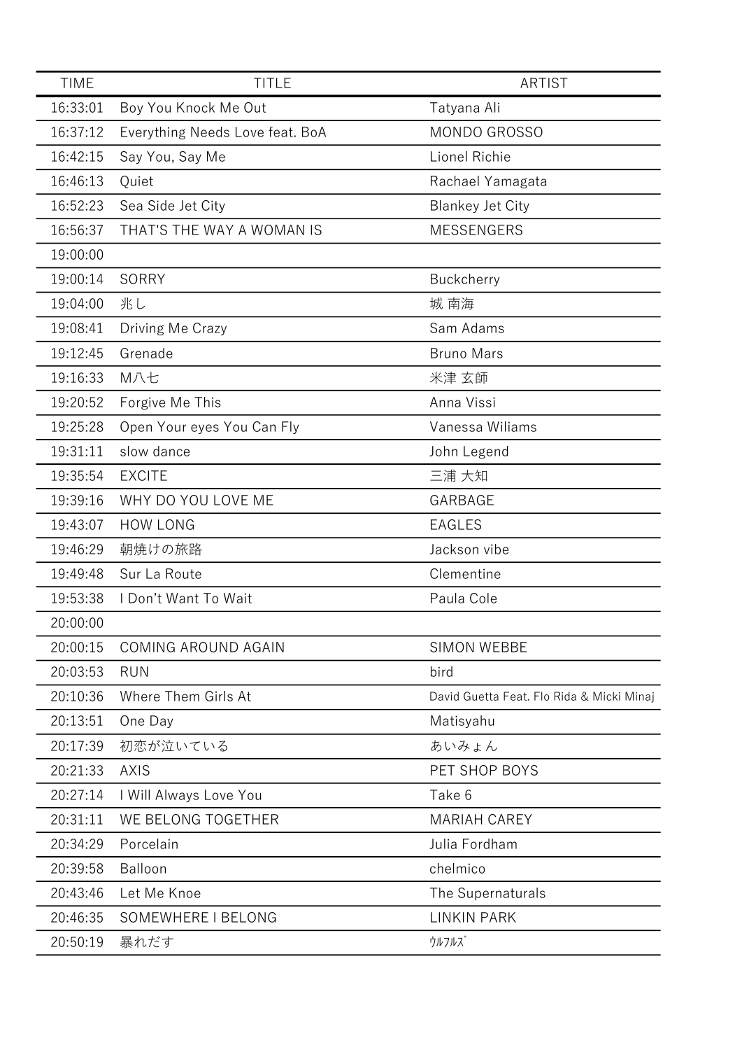| TIME | TITLE | ARTIST |
|---|---|---|
| 16:33:01 | Boy You Knock Me Out | Tatyana Ali |
| 16:37:12 | Everything Needs Love feat. BoA | MONDO GROSSO |
| 16:42:15 | Say You, Say Me | Lionel Richie |
| 16:46:13 | Quiet | Rachael Yamagata |
| 16:52:23 | Sea Side Jet City | Blankey Jet City |
| 16:56:37 | THAT'S THE WAY A WOMAN IS | MESSENGERS |
| 19:00:00 | | |
| 19:00:14 | SORRY | Buckcherry |
| 19:04:00 | 兆し | 城 南海 |
| 19:08:41 | Driving Me Crazy | Sam Adams |
| 19:12:45 | Grenade | Bruno Mars |
| 19:16:33 | M八七 | 米津 玄師 |
| 19:20:52 | Forgive Me This | Anna Vissi |
| 19:25:28 | Open Your eyes You Can Fly | Vanessa Wiliams |
| 19:31:11 | slow dance | John Legend |
| 19:35:54 | EXCITE | 三浦 大知 |
| 19:39:16 | WHY DO YOU LOVE ME | GARBAGE |
| 19:43:07 | HOW LONG | EAGLES |
| 19:46:29 | 朝焼けの旅路 | Jackson vibe |
| 19:49:48 | Sur La Route | Clementine |
| 19:53:38 | I Don't Want To Wait | Paula Cole |
| 20:00:00 | | |
| 20:00:15 | COMING AROUND AGAIN | SIMON WEBBE |
| 20:03:53 | RUN | bird |
| 20:10:36 | Where Them Girls At | David Guetta Feat. Flo Rida & Micki Minaj |
| 20:13:51 | One Day | Matisyahu |
| 20:17:39 | 初恋が泣いている | あいみょん |
| 20:21:33 | AXIS | PET SHOP BOYS |
| 20:27:14 | I Will Always Love You | Take 6 |
| 20:31:11 | WE BELONG TOGETHER | MARIAH CAREY |
| 20:34:29 | Porcelain | Julia Fordham |
| 20:39:58 | Balloon | chelmico |
| 20:43:46 | Let Me Knoe | The Supernaturals |
| 20:46:35 | SOMEWHERE I BELONG | LINKIN PARK |
| 20:50:19 | 暴れだす | ｳﾙﾌﾙｽﾞ |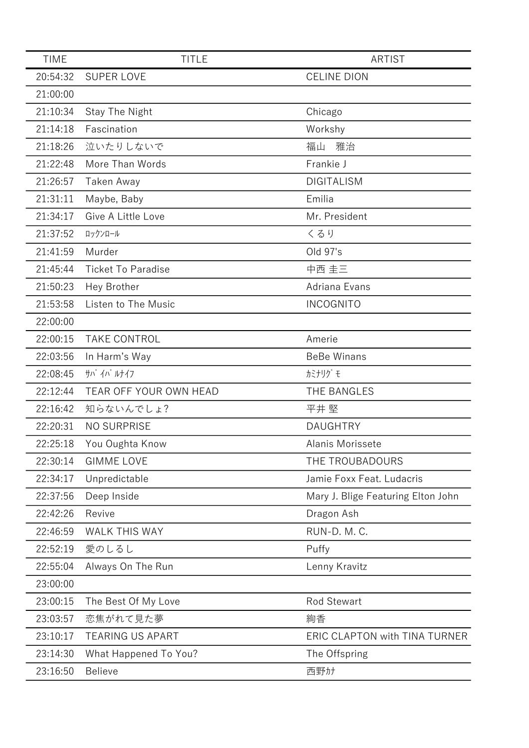| TIME | TITLE | ARTIST |
|---|---|---|
| 20:54:32 | SUPER LOVE | CELINE DION |
| 21:00:00 | | |
| 21:10:34 | Stay The Night | Chicago |
| 21:14:18 | Fascination | Workshy |
| 21:18:26 | 泣いたりしないで | 福山　雅治 |
| 21:22:48 | More Than Words | Frankie J |
| 21:26:57 | Taken Away | DIGITALISM |
| 21:31:11 | Maybe, Baby | Emilia |
| 21:34:17 | Give A Little Love | Mr. President |
| 21:37:52 | ﾛｯｸﾝﾛｰﾙ | くるり |
| 21:41:59 | Murder | Old 97's |
| 21:45:44 | Ticket To Paradise | 中西 圭三 |
| 21:50:23 | Hey Brother | Adriana Evans |
| 21:53:58 | Listen to The Music | INCOGNITO |
| 22:00:00 | | |
| 22:00:15 | TAKE CONTROL | Amerie |
| 22:03:56 | In Harm’s Way | BeBe Winans |
| 22:08:45 | ｻﾊﾞｲﾊﾞﾙﾅｲﾌ | ｶﾐﾅﾘｸﾞﾓ |
| 22:12:44 | TEAR OFF YOUR OWN HEAD | THE BANGLES |
| 22:16:42 | 知らないんでしょ? | 平井 堅 |
| 22:20:31 | NO SURPRISE | DAUGHTRY |
| 22:25:18 | You Oughta Know | Alanis Morissete |
| 22:30:14 | GIMME LOVE | THE TROUBADOURS |
| 22:34:17 | Unpredictable | Jamie Foxx Feat. Ludacris |
| 22:37:56 | Deep Inside | Mary J. Blige Featuring Elton John |
| 22:42:26 | Revive | Dragon Ash |
| 22:46:59 | WALK THIS WAY | RUN-D. M. C. |
| 22:52:19 | 愛のしるし | Puffy |
| 22:55:04 | Always On The Run | Lenny Kravitz |
| 23:00:00 | | |
| 23:00:15 | The Best Of My Love | Rod Stewart |
| 23:03:57 | 恋焦がれて見た夢 | 絢香 |
| 23:10:17 | TEARING US APART | ERIC CLAPTON with TINA TURNER |
| 23:14:30 | What Happened To You? | The Offspring |
| 23:16:50 | Believe | 西野ｶﾅ |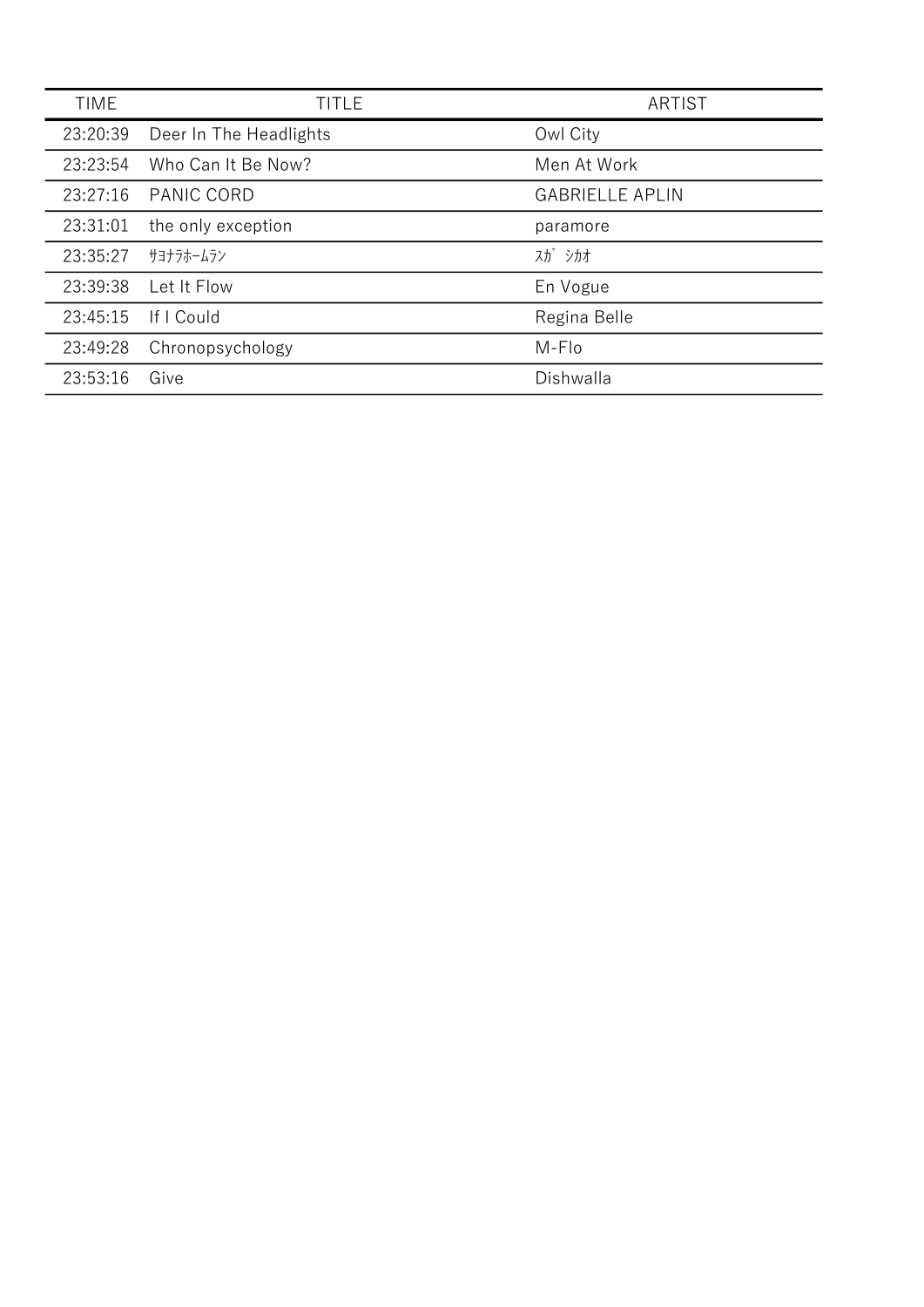| TIME | TITLE | ARTIST |
|---|---|---|
| 23:20:39 | Deer In The Headlights | Owl City |
| 23:23:54 | Who Can It Be Now? | Men At Work |
| 23:27:16 | PANIC CORD | GABRIELLE APLIN |
| 23:31:01 | the only exception | paramore |
| 23:35:27 | ｻﾖﾅﾗﾎｰﾑﾗﾝ | ｽｶﾞｼｶｵ |
| 23:39:38 | Let It Flow | En Vogue |
| 23:45:15 | If I Could | Regina Belle |
| 23:49:28 | Chronopsychology | M-Flo |
| 23:53:16 | Give | Dishwalla |